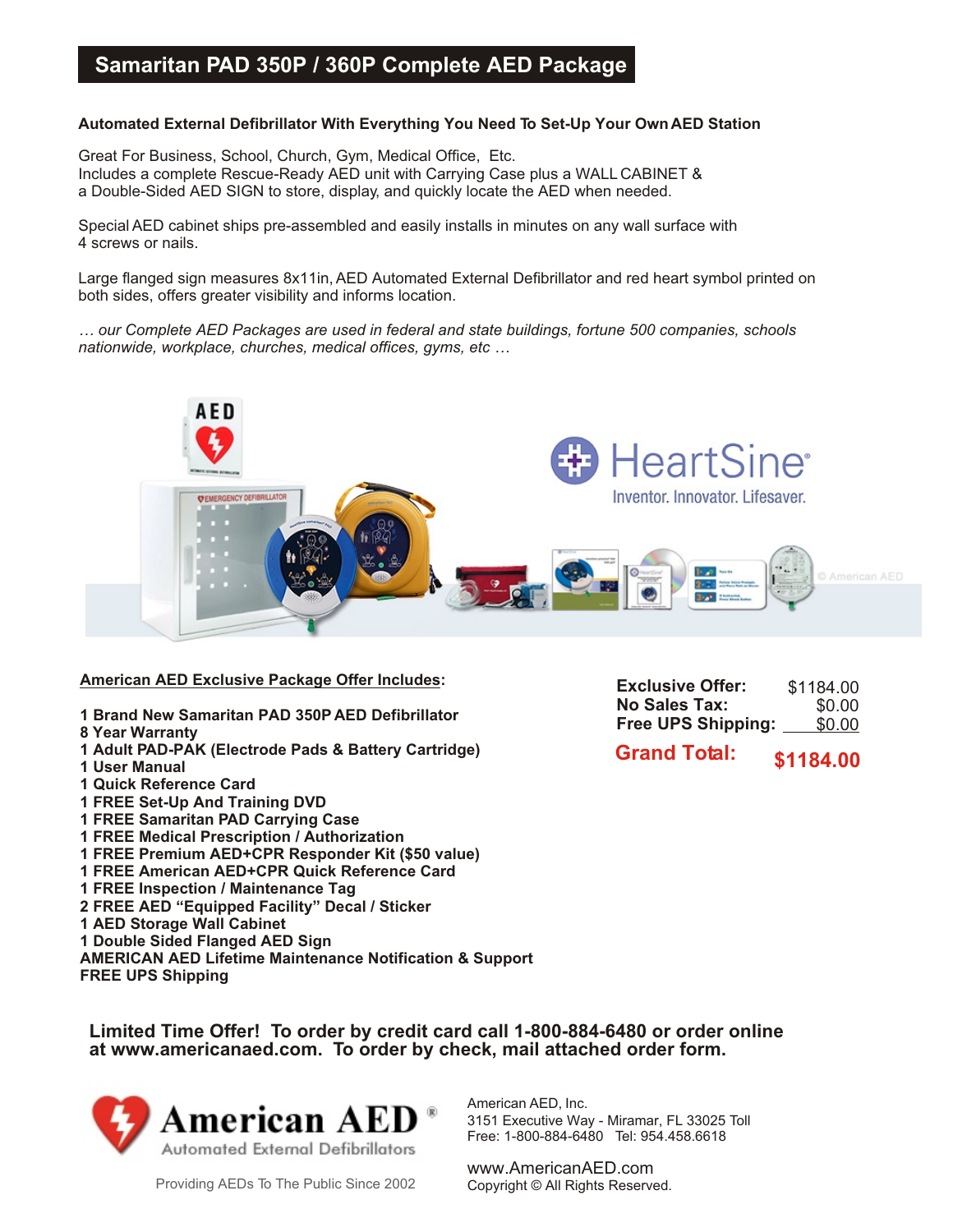# Samaritan PAD 350P / 360P Complete AED Package

**Automated External Defibrillator With Everything You Need To Set-Up Your Own AED Station**

Great For Business, School, Church, Gym, Medical Office, Etc.
Includes a complete Rescue-Ready AED unit with Carrying Case plus a WALL CABINET & a Double-Sided AED SIGN to store, display, and quickly locate the AED when needed.

Special AED cabinet ships pre-assembled and easily installs in minutes on any wall surface with 4 screws or nails.

Large flanged sign measures 8x11in, AED Automated External Defibrillator and red heart symbol printed on both sides, offers greater visibility and informs location.

*… our Complete AED Packages are used in federal and state buildings, fortune 500 companies, schools nationwide, workplace, churches, medical offices, gyms, etc …*

HeartSine® Inventor. Innovator. Lifesaver.

**American AED Exclusive Package Offer Includes:**

**1 Brand New Samaritan PAD 350P AED Defibrillator**
**8 Year Warranty**
**1 Adult PAD-PAK (Electrode Pads & Battery Cartridge)**
**1 User Manual**
**1 Quick Reference Card**
**1 FREE Set-Up And Training DVD**
**1 FREE Samaritan PAD Carrying Case**
**1 FREE Medical Prescription / Authorization**
**1 FREE Premium AED+CPR Responder Kit ($50 value)**
**1 FREE American AED+CPR Quick Reference Card**
**1 FREE Inspection / Maintenance Tag**
**2 FREE AED "Equipped Facility" Decal / Sticker**
**1 AED Storage Wall Cabinet**
**1 Double Sided Flanged AED Sign**
**AMERICAN AED Lifetime Maintenance Notification & Support**
**FREE UPS Shipping**

| | |
|---|---|
| **Exclusive Offer:** | $1184.00 |
| **No Sales Tax:** | $0.00 |
| **Free UPS Shipping:** | $0.00 |
| **Grand Total:** | **$1184.00** |

**Limited Time Offer! To order by credit card call 1-800-884-6480 or order online at www.americanaed.com. To order by check, mail attached order form.**

American AED® Automated External Defibrillators

Providing AEDs To The Public Since 2002

American AED, Inc.
3151 Executive Way - Miramar, FL 33025 Toll Free: 1-800-884-6480 Tel: 954.458.6618

www.AmericanAED.com
Copyright © All Rights Reserved.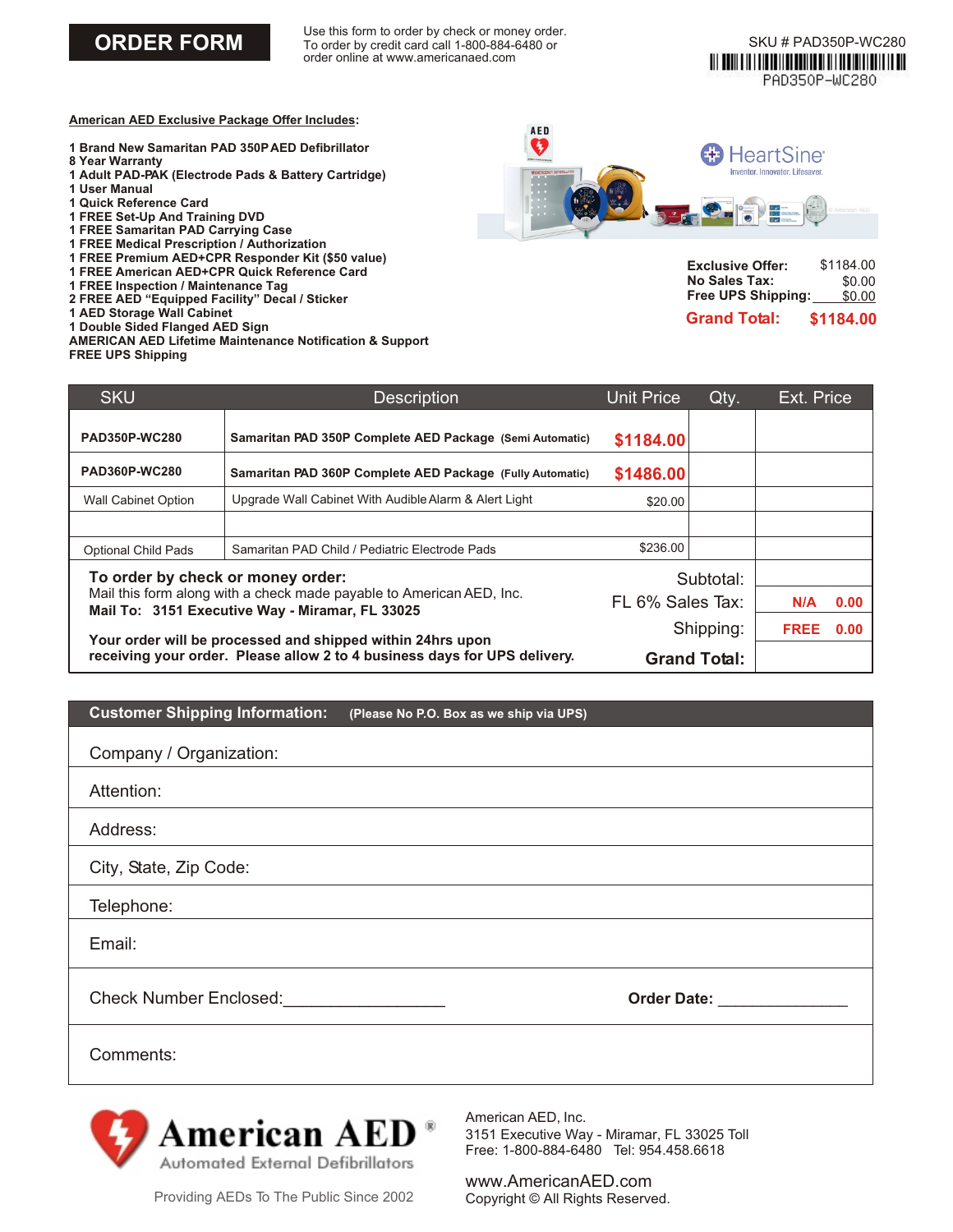# ORDER FORM

Use this form to order by check or money order.
To order by credit card call 1-800-884-6480 or
order online at www.americanaed.com

SKU # PAD350P-WC280

PAD350P-WC280

**American AED Exclusive Package Offer Includes:**

**1 Brand New Samaritan PAD 350P AED Defibrillator**
**8 Year Warranty**
**1 Adult PAD-PAK (Electrode Pads & Battery Cartridge)**
**1 User Manual**
**1 Quick Reference Card**
**1 FREE Set-Up And Training DVD**
**1 FREE Samaritan PAD Carrying Case**
**1 FREE Medical Prescription / Authorization**
**1 FREE Premium AED+CPR Responder Kit ($50 value)**
**1 FREE American AED+CPR Quick Reference Card**
**1 FREE Inspection / Maintenance Tag**
**2 FREE AED "Equipped Facility" Decal / Sticker**
**1 AED Storage Wall Cabinet**
**1 Double Sided Flanged AED Sign**
**AMERICAN AED Lifetime Maintenance Notification & Support**
**FREE UPS Shipping**

HeartSine
Inventor. Innovator. Lifesaver.

| | |
|---|---|
| **Exclusive Offer:** | $1184.00 |
| **No Sales Tax:** | $0.00 |
| **Free UPS Shipping:** | $0.00 |
| **Grand Total:** | **$1184.00** |

| SKU | Description | Unit Price | Qty. | Ext. Price |
|---|---|---|---|---|
| **PAD350P-WC280** | **Samaritan PAD 350P Complete AED Package** (Semi Automatic) | **$1184.00** | | |
| **PAD360P-WC280** | **Samaritan PAD 360P Complete AED Package** (Fully Automatic) | **$1486.00** | | |
| Wall Cabinet Option | Upgrade Wall Cabinet With Audible Alarm & Alert Light | $20.00 | | |
| | | | | |
| Optional Child Pads | Samaritan PAD Child / Pediatric Electrode Pads | $236.00 | | |
| | | Subtotal: | | |
| | | FL 6% Sales Tax: | | N/A 0.00 |
| | | Shipping: | | FREE 0.00 |
| | | **Grand Total:** | | |

**To order by check or money order:**
Mail this form along with a check made payable to American AED, Inc.
**Mail To: 3151 Executive Way - Miramar, FL 33025**

**Your order will be processed and shipped within 24hrs upon receiving your order. Please allow 2 to 4 business days for UPS delivery.**

**Customer Shipping Information:** **(Please No P.O. Box as we ship via UPS)**

Company / Organization:

Attention:

Address:

City, State, Zip Code:

Telephone:

Email:

Check Number Enclosed:__________________ **Order Date:** _______________

Comments:

American AED®
Automated External Defibrillators

Providing AEDs To The Public Since 2002

American AED, Inc.
3151 Executive Way - Miramar, FL 33025 Toll Free: 1-800-884-6480 Tel: 954.458.6618

www.AmericanAED.com
Copyright © All Rights Reserved.